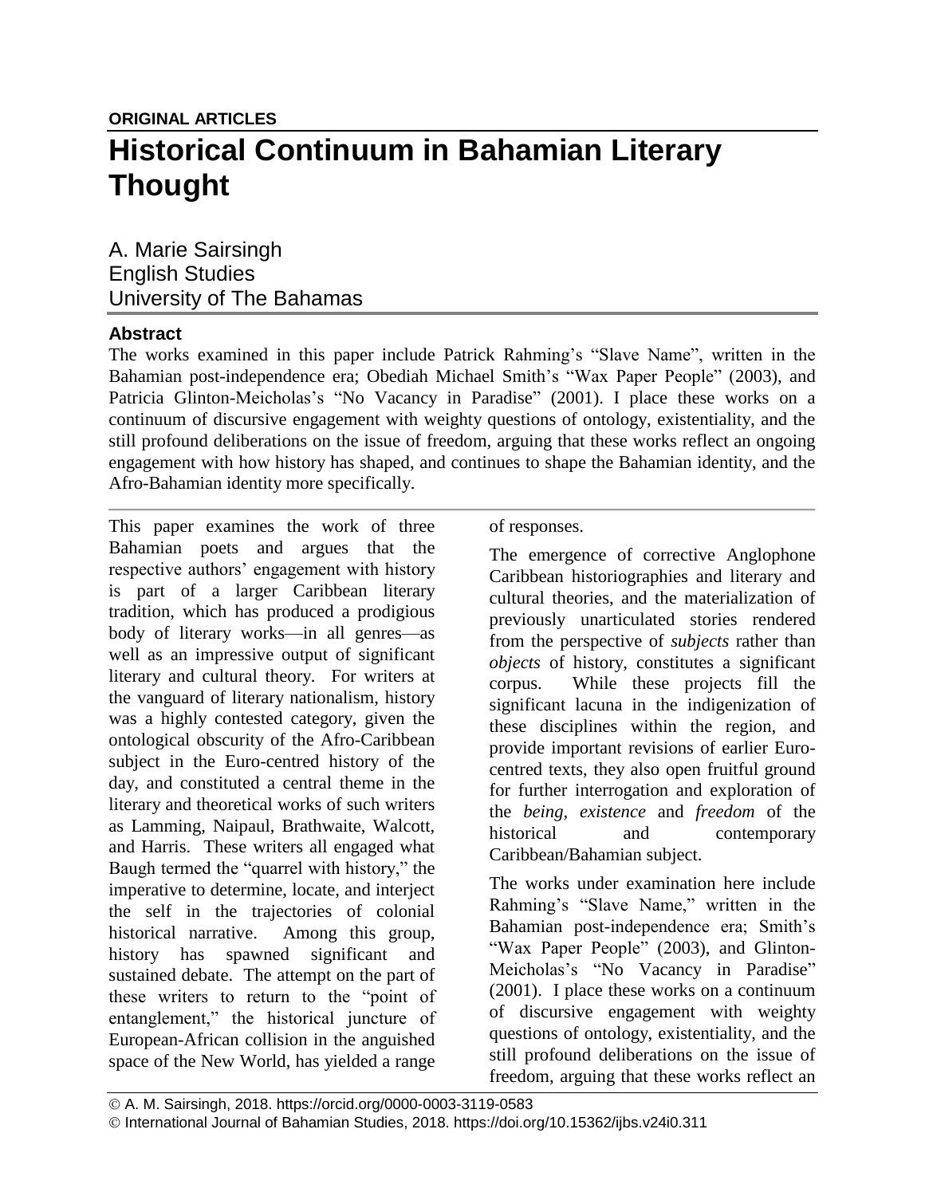**ORIGINAL ARTICLES**

# Historical Continuum in Bahamian Literary Thought

A. Marie Sairsingh
English Studies
University of The Bahamas

## Abstract

The works examined in this paper include Patrick Rahming's "Slave Name", written in the Bahamian post-independence era; Obediah Michael Smith's "Wax Paper People" (2003), and Patricia Glinton-Meicholas's "No Vacancy in Paradise" (2001). I place these works on a continuum of discursive engagement with weighty questions of ontology, existentiality, and the still profound deliberations on the issue of freedom, arguing that these works reflect an ongoing engagement with how history has shaped, and continues to shape the Bahamian identity, and the Afro-Bahamian identity more specifically.

---

This paper examines the work of three Bahamian poets and argues that the respective authors' engagement with history is part of a larger Caribbean literary tradition, which has produced a prodigious body of literary works—in all genres—as well as an impressive output of significant literary and cultural theory. For writers at the vanguard of literary nationalism, history was a highly contested category, given the ontological obscurity of the Afro-Caribbean subject in the Euro-centred history of the day, and constituted a central theme in the literary and theoretical works of such writers as Lamming, Naipaul, Brathwaite, Walcott, and Harris. These writers all engaged what Baugh termed the "quarrel with history," the imperative to determine, locate, and interject the self in the trajectories of colonial historical narrative. Among this group, history has spawned significant and sustained debate. The attempt on the part of these writers to return to the "point of entanglement," the historical juncture of European-African collision in the anguished space of the New World, has yielded a range of responses.

The emergence of corrective Anglophone Caribbean historiographies and literary and cultural theories, and the materialization of previously unarticulated stories rendered from the perspective of *subjects* rather than *objects* of history, constitutes a significant corpus. While these projects fill the significant lacuna in the indigenization of these disciplines within the region, and provide important revisions of earlier Euro-centred texts, they also open fruitful ground for further interrogation and exploration of the *being*, *existence* and *freedom* of the historical and contemporary Caribbean/Bahamian subject.

The works under examination here include Rahming's "Slave Name," written in the Bahamian post-independence era; Smith's "Wax Paper People" (2003), and Glinton-Meicholas's "No Vacancy in Paradise" (2001). I place these works on a continuum of discursive engagement with weighty questions of ontology, existentiality, and the still profound deliberations on the issue of freedom, arguing that these works reflect an

© A. M. Sairsingh, 2018. https://orcid.org/0000-0003-3119-0583
© International Journal of Bahamian Studies, 2018. https://doi.org/10.15362/ijbs.v24i0.311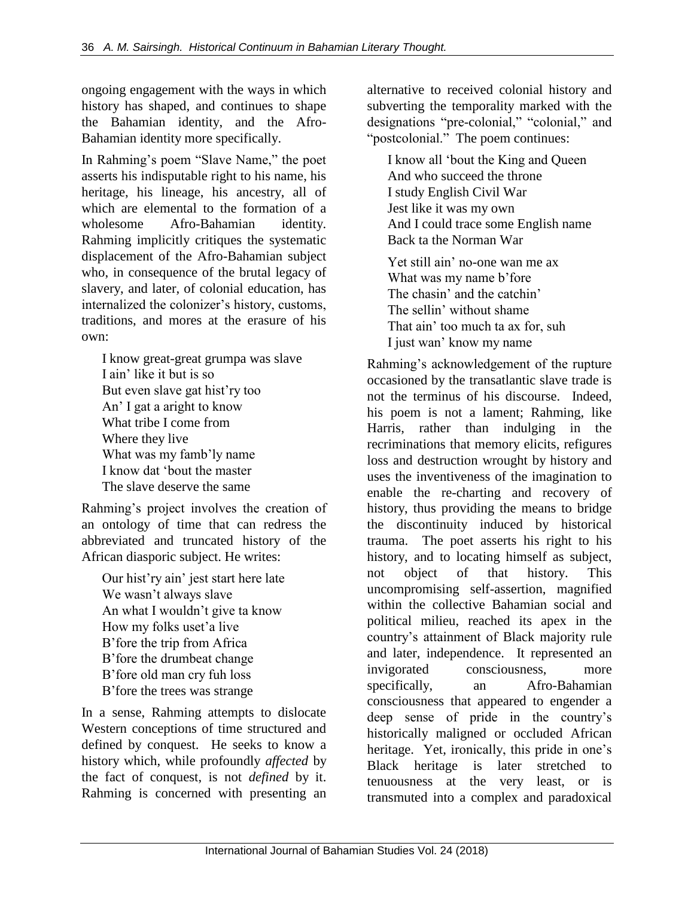ongoing engagement with the ways in which history has shaped, and continues to shape the Bahamian identity, and the Afro-Bahamian identity more specifically.

In Rahming's poem "Slave Name," the poet asserts his indisputable right to his name, his heritage, his lineage, his ancestry, all of which are elemental to the formation of a wholesome Afro-Bahamian identity. Rahming implicitly critiques the systematic displacement of the Afro-Bahamian subject who, in consequence of the brutal legacy of slavery, and later, of colonial education, has internalized the colonizer's history, customs, traditions, and mores at the erasure of his own:

> I know great-great grumpa was slave  
> I ain' like it but is so  
> But even slave gat hist'ry too  
> An' I gat a aright to know  
> What tribe I come from  
> Where they live  
> What was my famb'ly name  
> I know dat 'bout the master  
> The slave deserve the same

Rahming's project involves the creation of an ontology of time that can redress the abbreviated and truncated history of the African diasporic subject. He writes:

> Our hist'ry ain' jest start here late  
> We wasn't always slave  
> An what I wouldn't give ta know  
> How my folks uset'a live  
> B'fore the trip from Africa  
> B'fore the drumbeat change  
> B'fore old man cry fuh loss  
> B'fore the trees was strange

In a sense, Rahming attempts to dislocate Western conceptions of time structured and defined by conquest. He seeks to know a history which, while profoundly *affected* by the fact of conquest, is not *defined* by it. Rahming is concerned with presenting an alternative to received colonial history and subverting the temporality marked with the designations "pre-colonial," "colonial," and "postcolonial." The poem continues:

> I know all 'bout the King and Queen  
> And who succeed the throne  
> I study English Civil War  
> Jest like it was my own  
> And I could trace some English name  
> Back ta the Norman War
>
> Yet still ain' no-one wan me ax  
> What was my name b'fore  
> The chasin' and the catchin'  
> The sellin' without shame  
> That ain' too much ta ax for, suh  
> I just wan' know my name

Rahming's acknowledgement of the rupture occasioned by the transatlantic slave trade is not the terminus of his discourse. Indeed, his poem is not a lament; Rahming, like Harris, rather than indulging in the recriminations that memory elicits, refigures loss and destruction wrought by history and uses the inventiveness of the imagination to enable the re-charting and recovery of history, thus providing the means to bridge the discontinuity induced by historical trauma. The poet asserts his right to his history, and to locating himself as subject, not object of that history. This uncompromising self-assertion, magnified within the collective Bahamian social and political milieu, reached its apex in the country's attainment of Black majority rule and later, independence. It represented an invigorated consciousness, more specifically, an Afro-Bahamian consciousness that appeared to engender a deep sense of pride in the country's historically maligned or occluded African heritage. Yet, ironically, this pride in one's Black heritage is later stretched to tenuousness at the very least, or is transmuted into a complex and paradoxical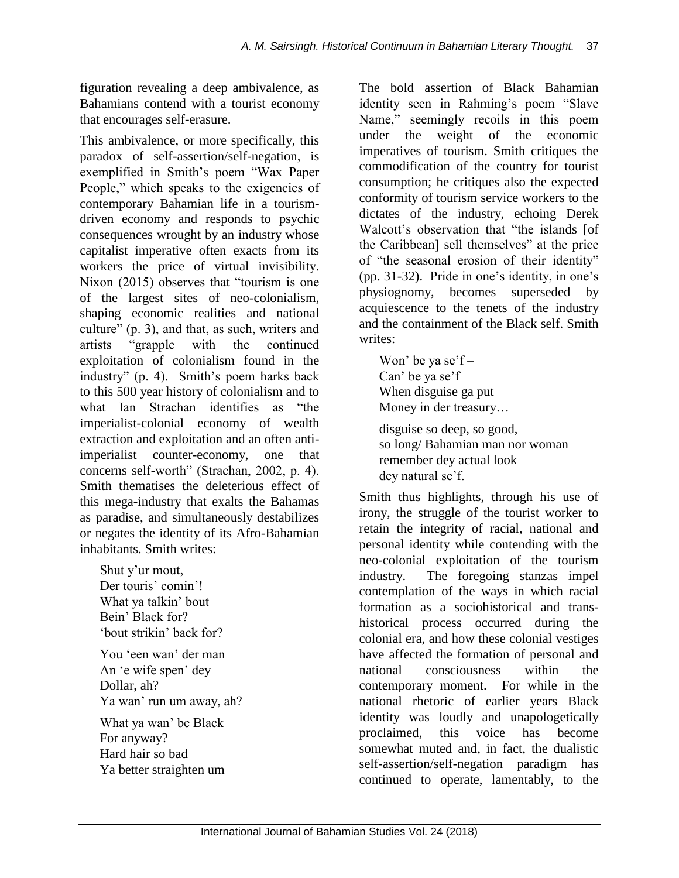figuration revealing a deep ambivalence, as Bahamians contend with a tourist economy that encourages self-erasure.

This ambivalence, or more specifically, this paradox of self-assertion/self-negation, is exemplified in Smith's poem "Wax Paper People," which speaks to the exigencies of contemporary Bahamian life in a tourism-driven economy and responds to psychic consequences wrought by an industry whose capitalist imperative often exacts from its workers the price of virtual invisibility. Nixon (2015) observes that "tourism is one of the largest sites of neo-colonialism, shaping economic realities and national culture" (p. 3), and that, as such, writers and artists "grapple with the continued exploitation of colonialism found in the industry" (p. 4). Smith's poem harks back to this 500 year history of colonialism and to what Ian Strachan identifies as "the imperialist-colonial economy of wealth extraction and exploitation and an often anti-imperialist counter-economy, one that concerns self-worth" (Strachan, 2002, p. 4). Smith thematises the deleterious effect of this mega-industry that exalts the Bahamas as paradise, and simultaneously destabilizes or negates the identity of its Afro-Bahamian inhabitants. Smith writes:

> Shut y'ur mout,
> Der touris' comin'!
> What ya talkin' bout
> Bein' Black for?
> 'bout strikin' back for?
>
> You 'een wan' der man
> An 'e wife spen' dey
> Dollar, ah?
> Ya wan' run um away, ah?
>
> What ya wan' be Black
> For anyway?
> Hard hair so bad
> Ya better straighten um

The bold assertion of Black Bahamian identity seen in Rahming's poem "Slave Name," seemingly recoils in this poem under the weight of the economic imperatives of tourism. Smith critiques the commodification of the country for tourist consumption; he critiques also the expected conformity of tourism service workers to the dictates of the industry, echoing Derek Walcott's observation that "the islands [of the Caribbean] sell themselves" at the price of "the seasonal erosion of their identity" (pp. 31-32). Pride in one's identity, in one's physiognomy, becomes superseded by acquiescence to the tenets of the industry and the containment of the Black self. Smith writes:

> Won' be ya se'f –
> Can' be ya se'f
> When disguise ga put
> Money in der treasury…
>
> disguise so deep, so good,
> so long/ Bahamian man nor woman
> remember dey actual look
> dey natural se'f.

Smith thus highlights, through his use of irony, the struggle of the tourist worker to retain the integrity of racial, national and personal identity while contending with the neo-colonial exploitation of the tourism industry. The foregoing stanzas impel contemplation of the ways in which racial formation as a sociohistorical and trans-historical process occurred during the colonial era, and how these colonial vestiges have affected the formation of personal and national consciousness within the contemporary moment. For while in the national rhetoric of earlier years Black identity was loudly and unapologetically proclaimed, this voice has become somewhat muted and, in fact, the dualistic self-assertion/self-negation paradigm has continued to operate, lamentably, to the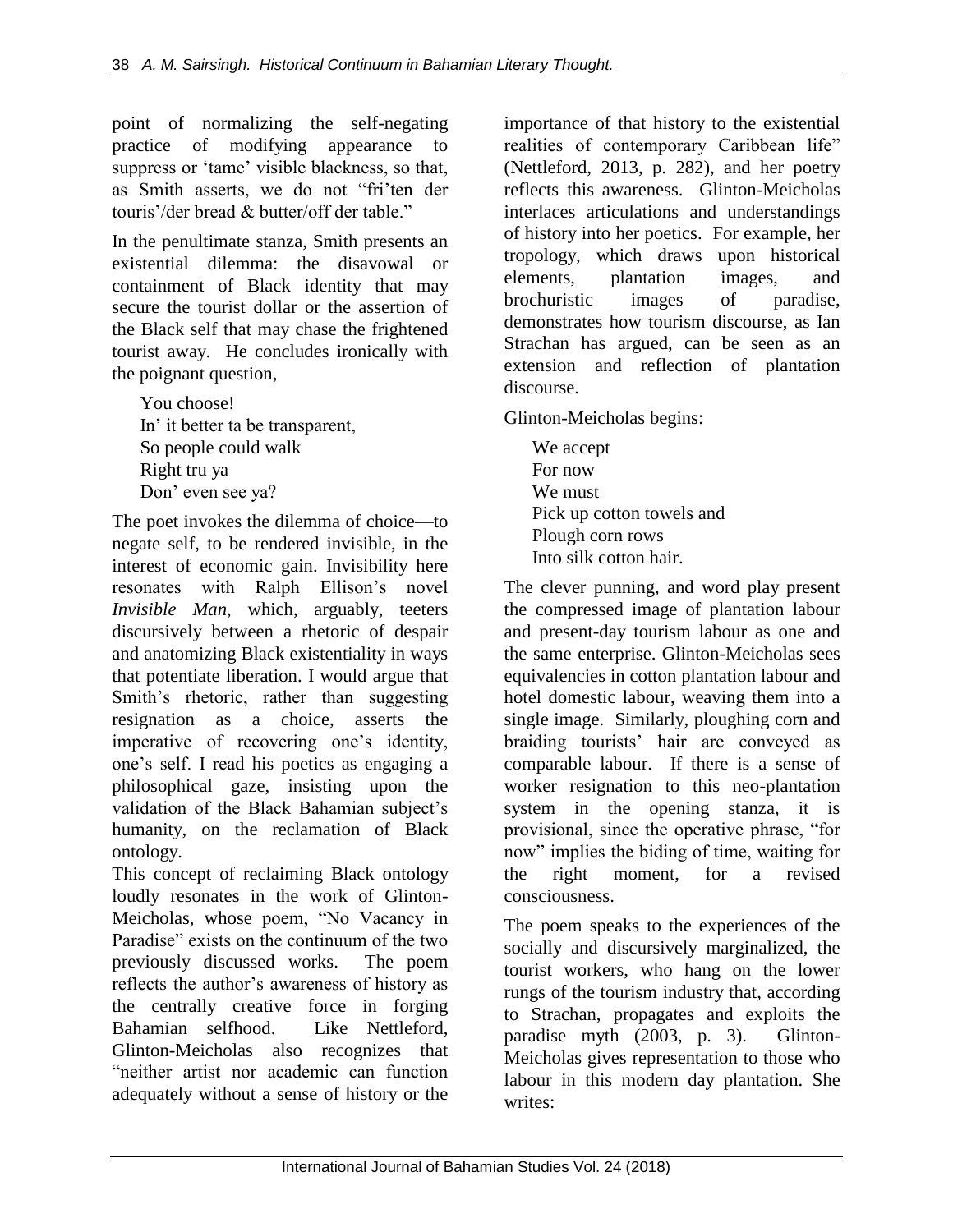point of normalizing the self-negating practice of modifying appearance to suppress or 'tame' visible blackness, so that, as Smith asserts, we do not "fri'ten der touris'/der bread & butter/off der table."

In the penultimate stanza, Smith presents an existential dilemma: the disavowal or containment of Black identity that may secure the tourist dollar or the assertion of the Black self that may chase the frightened tourist away. He concludes ironically with the poignant question,

> You choose!
> In' it better ta be transparent,
> So people could walk
> Right tru ya
> Don' even see ya?

The poet invokes the dilemma of choice—to negate self, to be rendered invisible, in the interest of economic gain. Invisibility here resonates with Ralph Ellison's novel *Invisible Man*, which, arguably, teeters discursively between a rhetoric of despair and anatomizing Black existentiality in ways that potentiate liberation. I would argue that Smith's rhetoric, rather than suggesting resignation as a choice, asserts the imperative of recovering one's identity, one's self. I read his poetics as engaging a philosophical gaze, insisting upon the validation of the Black Bahamian subject's humanity, on the reclamation of Black ontology.

This concept of reclaiming Black ontology loudly resonates in the work of Glinton-Meicholas, whose poem, "No Vacancy in Paradise" exists on the continuum of the two previously discussed works. The poem reflects the author's awareness of history as the centrally creative force in forging Bahamian selfhood. Like Nettleford, Glinton-Meicholas also recognizes that "neither artist nor academic can function adequately without a sense of history or the importance of that history to the existential realities of contemporary Caribbean life" (Nettleford, 2013, p. 282), and her poetry reflects this awareness. Glinton-Meicholas interlaces articulations and understandings of history into her poetics. For example, her tropology, which draws upon historical elements, plantation images, and brochuristic images of paradise, demonstrates how tourism discourse, as Ian Strachan has argued, can be seen as an extension and reflection of plantation discourse.

Glinton-Meicholas begins:

> We accept
> For now
> We must
> Pick up cotton towels and
> Plough corn rows
> Into silk cotton hair.

The clever punning, and word play present the compressed image of plantation labour and present-day tourism labour as one and the same enterprise. Glinton-Meicholas sees equivalencies in cotton plantation labour and hotel domestic labour, weaving them into a single image. Similarly, ploughing corn and braiding tourists' hair are conveyed as comparable labour. If there is a sense of worker resignation to this neo-plantation system in the opening stanza, it is provisional, since the operative phrase, "for now" implies the biding of time, waiting for the right moment, for a revised consciousness.

The poem speaks to the experiences of the socially and discursively marginalized, the tourist workers, who hang on the lower rungs of the tourism industry that, according to Strachan, propagates and exploits the paradise myth (2003, p. 3). Glinton-Meicholas gives representation to those who labour in this modern day plantation. She writes: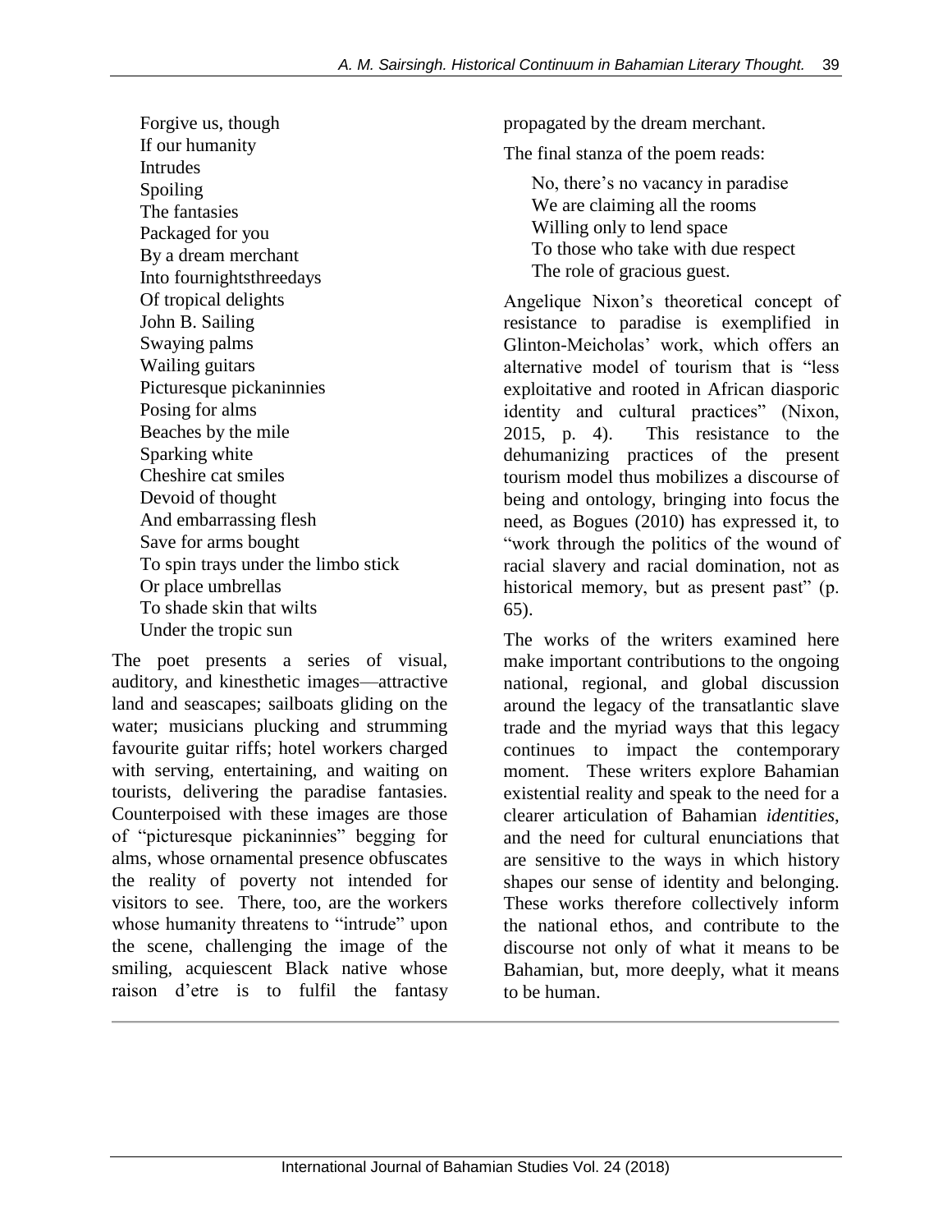Forgive us, though  
If our humanity  
Intrudes  
Spoiling  
The fantasies  
Packaged for you  
By a dream merchant  
Into fournightsthreedays  
Of tropical delights  
John B. Sailing  
Swaying palms  
Wailing guitars  
Picturesque pickaninnies  
Posing for alms  
Beaches by the mile  
Sparking white  
Cheshire cat smiles  
Devoid of thought  
And embarrassing flesh  
Save for arms bought  
To spin trays under the limbo stick  
Or place umbrellas  
To shade skin that wilts  
Under the tropic sun

The poet presents a series of visual, auditory, and kinesthetic images—attractive land and seascapes; sailboats gliding on the water; musicians plucking and strumming favourite guitar riffs; hotel workers charged with serving, entertaining, and waiting on tourists, delivering the paradise fantasies. Counterpoised with these images are those of "picturesque pickaninnies" begging for alms, whose ornamental presence obfuscates the reality of poverty not intended for visitors to see. There, too, are the workers whose humanity threatens to "intrude" upon the scene, challenging the image of the smiling, acquiescent Black native whose raison d'etre is to fulfil the fantasy propagated by the dream merchant.

The final stanza of the poem reads:

No, there's no vacancy in paradise  
We are claiming all the rooms  
Willing only to lend space  
To those who take with due respect  
The role of gracious guest.

Angelique Nixon's theoretical concept of resistance to paradise is exemplified in Glinton-Meicholas' work, which offers an alternative model of tourism that is "less exploitative and rooted in African diasporic identity and cultural practices" (Nixon, 2015, p. 4). This resistance to the dehumanizing practices of the present tourism model thus mobilizes a discourse of being and ontology, bringing into focus the need, as Bogues (2010) has expressed it, to "work through the politics of the wound of racial slavery and racial domination, not as historical memory, but as present past" (p. 65).

The works of the writers examined here make important contributions to the ongoing national, regional, and global discussion around the legacy of the transatlantic slave trade and the myriad ways that this legacy continues to impact the contemporary moment. These writers explore Bahamian existential reality and speak to the need for a clearer articulation of Bahamian *identities*, and the need for cultural enunciations that are sensitive to the ways in which history shapes our sense of identity and belonging. These works therefore collectively inform the national ethos, and contribute to the discourse not only of what it means to be Bahamian, but, more deeply, what it means to be human.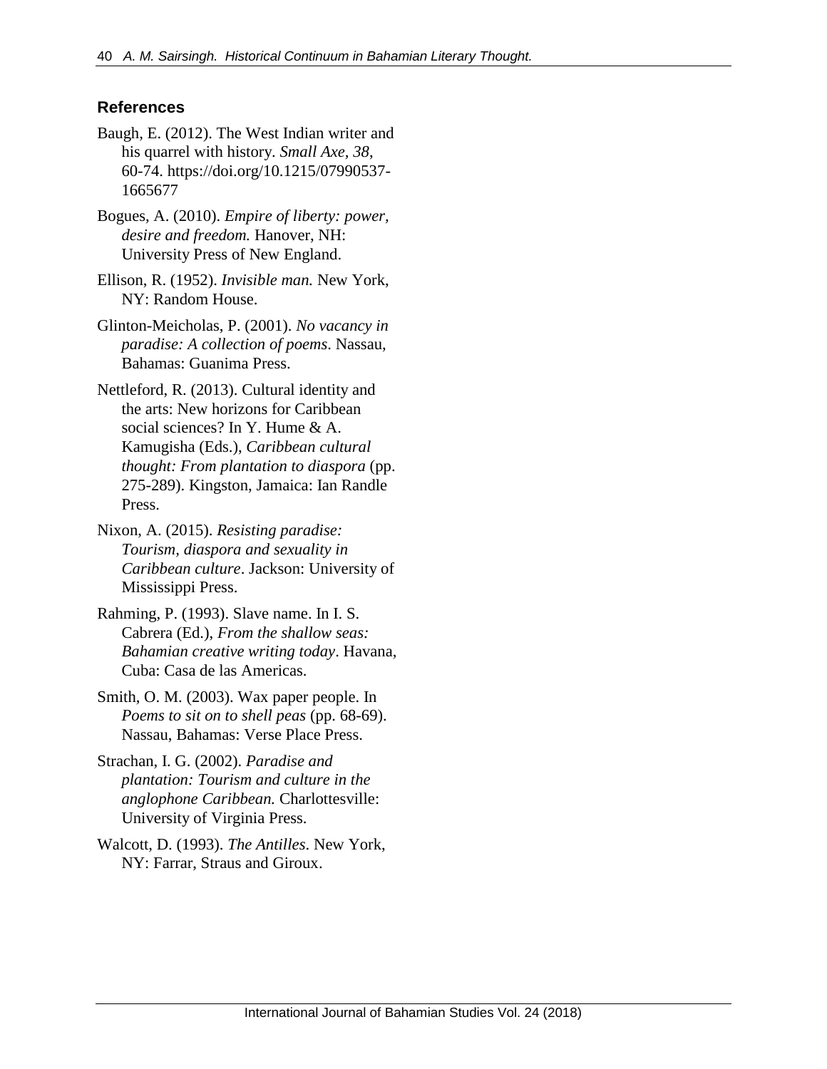## References

Baugh, E. (2012). The West Indian writer and his quarrel with history. *Small Axe, 38*, 60-74. https://doi.org/10.1215/07990537-1665677

Bogues, A. (2010). *Empire of liberty: power, desire and freedom.* Hanover, NH: University Press of New England.

Ellison, R. (1952). *Invisible man.* New York, NY: Random House.

Glinton-Meicholas, P. (2001). *No vacancy in paradise: A collection of poems*. Nassau, Bahamas: Guanima Press.

Nettleford, R. (2013). Cultural identity and the arts: New horizons for Caribbean social sciences? In Y. Hume & A. Kamugisha (Eds.), *Caribbean cultural thought: From plantation to diaspora* (pp. 275-289). Kingston, Jamaica: Ian Randle Press.

Nixon, A. (2015). *Resisting paradise: Tourism, diaspora and sexuality in Caribbean culture*. Jackson: University of Mississippi Press.

Rahming, P. (1993). Slave name. In I. S. Cabrera (Ed.), *From the shallow seas: Bahamian creative writing today*. Havana, Cuba: Casa de las Americas.

Smith, O. M. (2003). Wax paper people. In *Poems to sit on to shell peas* (pp. 68-69). Nassau, Bahamas: Verse Place Press.

Strachan, I. G. (2002). *Paradise and plantation: Tourism and culture in the anglophone Caribbean.* Charlottesville: University of Virginia Press.

Walcott, D. (1993). *The Antilles*. New York, NY: Farrar, Straus and Giroux.